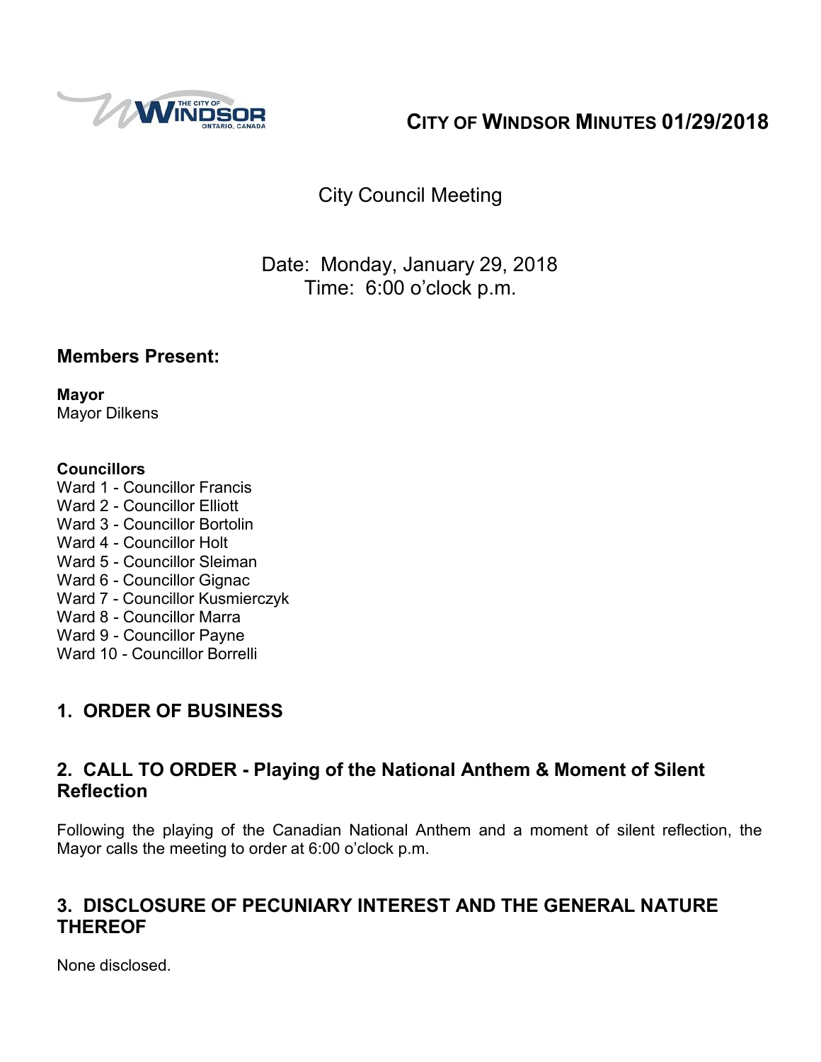# CITY OF WINDSOR MINUTES 01/29/2018

City Council Meeting

Date: Monday, January 29, 2018
Time: 6:00 o'clock p.m.

## Members Present:

**Mayor**
Mayor Dilkens

**Councillors**
Ward 1 - Councillor Francis
Ward 2 - Councillor Elliott
Ward 3 - Councillor Bortolin
Ward 4 - Councillor Holt
Ward 5 - Councillor Sleiman
Ward 6 - Councillor Gignac
Ward 7 - Councillor Kusmierczyk
Ward 8 - Councillor Marra
Ward 9 - Councillor Payne
Ward 10 - Councillor Borrelli

## 1. ORDER OF BUSINESS

## 2. CALL TO ORDER - Playing of the National Anthem & Moment of Silent Reflection

Following the playing of the Canadian National Anthem and a moment of silent reflection, the Mayor calls the meeting to order at 6:00 o'clock p.m.

## 3. DISCLOSURE OF PECUNIARY INTEREST AND THE GENERAL NATURE THEREOF

None disclosed.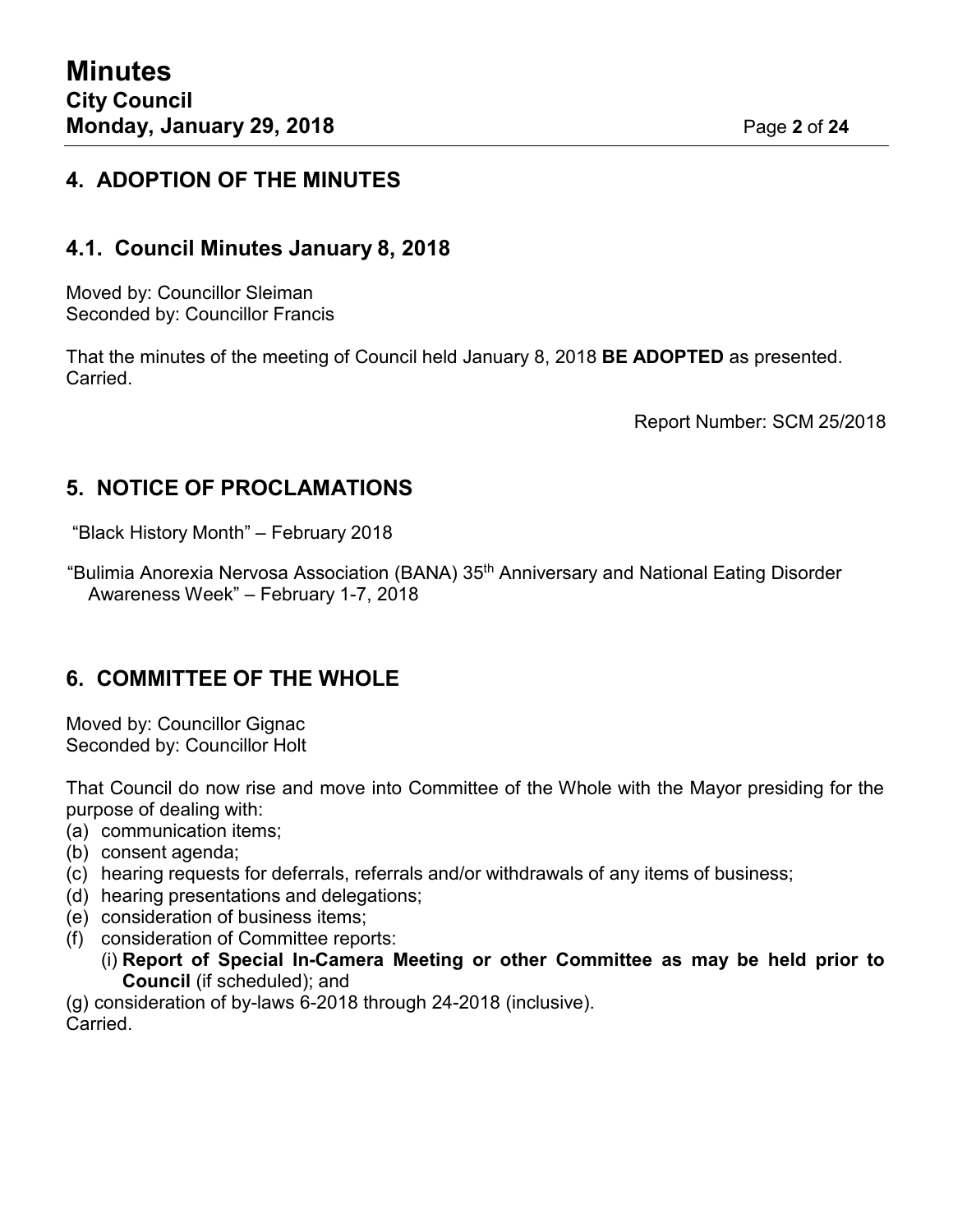## 4. ADOPTION OF THE MINUTES

### 4.1. Council Minutes January 8, 2018

Moved by: Councillor Sleiman
Seconded by: Councillor Francis

That the minutes of the meeting of Council held January 8, 2018 **BE ADOPTED** as presented.
Carried.

Report Number: SCM 25/2018

## 5. NOTICE OF PROCLAMATIONS

"Black History Month" – February 2018

"Bulimia Anorexia Nervosa Association (BANA) 35th Anniversary and National Eating Disorder Awareness Week" – February 1-7, 2018

## 6. COMMITTEE OF THE WHOLE

Moved by: Councillor Gignac
Seconded by: Councillor Holt

That Council do now rise and move into Committee of the Whole with the Mayor presiding for the purpose of dealing with:

(a) communication items;
(b) consent agenda;
(c) hearing requests for deferrals, referrals and/or withdrawals of any items of business;
(d) hearing presentations and delegations;
(e) consideration of business items;
(f) consideration of Committee reports:
  (i) **Report of Special In-Camera Meeting or other Committee as may be held prior to Council** (if scheduled); and
(g) consideration of by-laws 6-2018 through 24-2018 (inclusive).

Carried.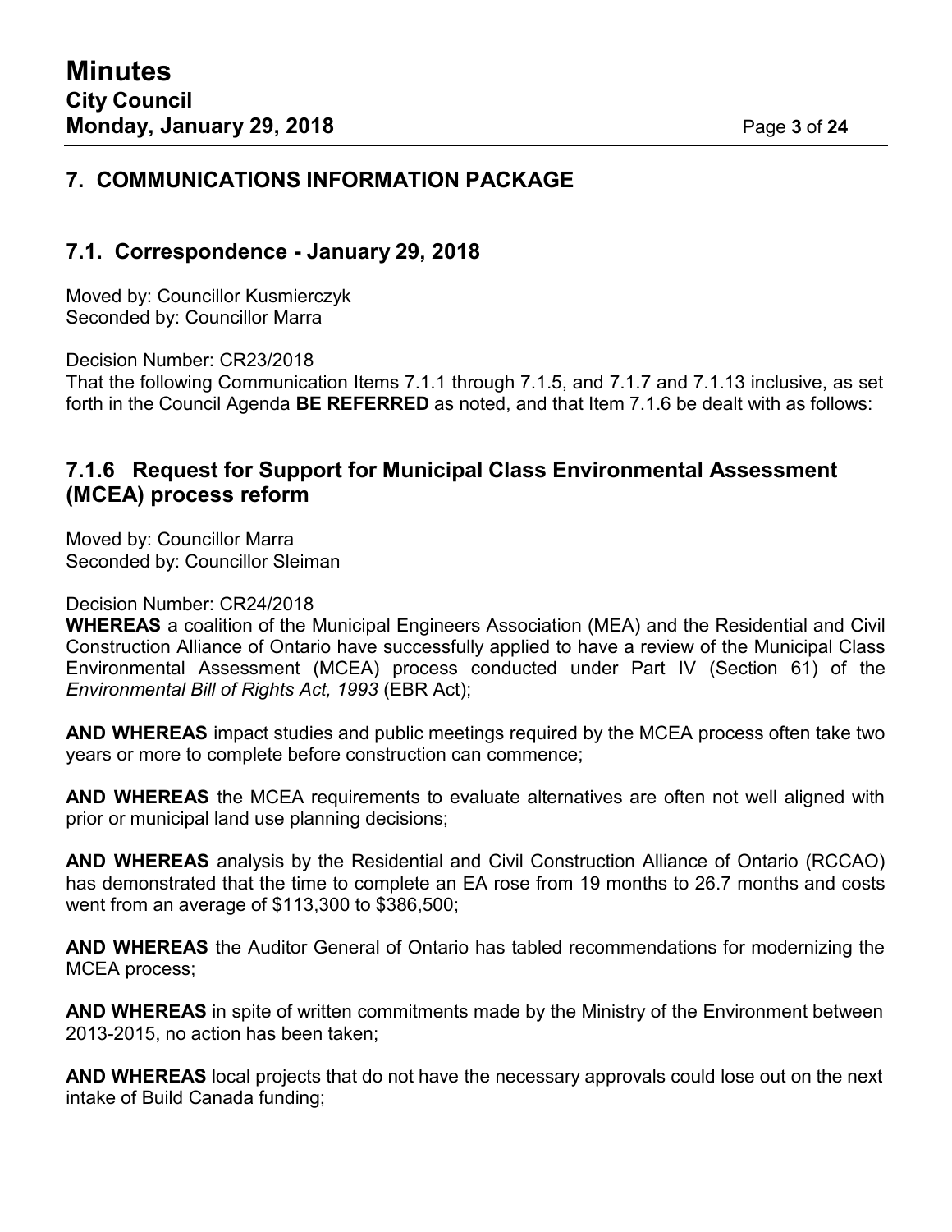## 7. COMMUNICATIONS INFORMATION PACKAGE

### 7.1. Correspondence - January 29, 2018

Moved by: Councillor Kusmierczyk
Seconded by: Councillor Marra

Decision Number: CR23/2018
That the following Communication Items 7.1.1 through 7.1.5, and 7.1.7 and 7.1.13 inclusive, as set forth in the Council Agenda **BE REFERRED** as noted, and that Item 7.1.6 be dealt with as follows:

### 7.1.6 Request for Support for Municipal Class Environmental Assessment (MCEA) process reform

Moved by: Councillor Marra
Seconded by: Councillor Sleiman

Decision Number: CR24/2018
**WHEREAS** a coalition of the Municipal Engineers Association (MEA) and the Residential and Civil Construction Alliance of Ontario have successfully applied to have a review of the Municipal Class Environmental Assessment (MCEA) process conducted under Part IV (Section 61) of the *Environmental Bill of Rights Act, 1993* (EBR Act);

**AND WHEREAS** impact studies and public meetings required by the MCEA process often take two years or more to complete before construction can commence;

**AND WHEREAS** the MCEA requirements to evaluate alternatives are often not well aligned with prior or municipal land use planning decisions;

**AND WHEREAS** analysis by the Residential and Civil Construction Alliance of Ontario (RCCAO) has demonstrated that the time to complete an EA rose from 19 months to 26.7 months and costs went from an average of $113,300 to $386,500;

**AND WHEREAS** the Auditor General of Ontario has tabled recommendations for modernizing the MCEA process;

**AND WHEREAS** in spite of written commitments made by the Ministry of the Environment between 2013-2015, no action has been taken;

**AND WHEREAS** local projects that do not have the necessary approvals could lose out on the next intake of Build Canada funding;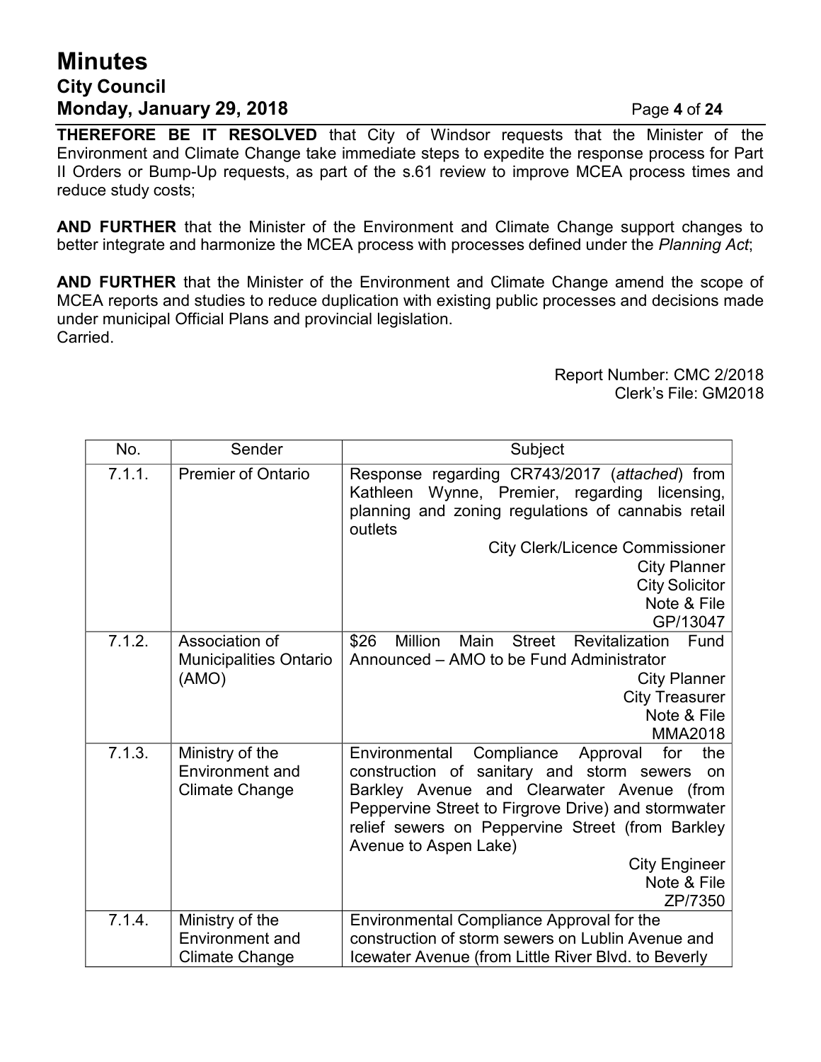**THEREFORE BE IT RESOLVED** that City of Windsor requests that the Minister of the Environment and Climate Change take immediate steps to expedite the response process for Part II Orders or Bump-Up requests, as part of the s.61 review to improve MCEA process times and reduce study costs;

**AND FURTHER** that the Minister of the Environment and Climate Change support changes to better integrate and harmonize the MCEA process with processes defined under the *Planning Act*;

**AND FURTHER** that the Minister of the Environment and Climate Change amend the scope of MCEA reports and studies to reduce duplication with existing public processes and decisions made under municipal Official Plans and provincial legislation.
Carried.

Report Number: CMC 2/2018
Clerk's File: GM2018

| No. | Sender | Subject |
|---|---|---|
| 7.1.1. | Premier of Ontario | Response regarding CR743/2017 (*attached*) from Kathleen Wynne, Premier, regarding licensing, planning and zoning regulations of cannabis retail outlets<br>City Clerk/Licence Commissioner<br>City Planner<br>City Solicitor<br>Note & File<br>GP/13047 |
| 7.1.2. | Association of Municipalities Ontario (AMO) | $26 Million Main Street Revitalization Fund Announced – AMO to be Fund Administrator<br>City Planner<br>City Treasurer<br>Note & File<br>MMA2018 |
| 7.1.3. | Ministry of the Environment and Climate Change | Environmental Compliance Approval for the construction of sanitary and storm sewers on Barkley Avenue and Clearwater Avenue (from Peppervine Street to Firgrove Drive) and stormwater relief sewers on Peppervine Street (from Barkley Avenue to Aspen Lake)<br>City Engineer<br>Note & File<br>ZP/7350 |
| 7.1.4. | Ministry of the Environment and Climate Change | Environmental Compliance Approval for the construction of storm sewers on Lublin Avenue and Icewater Avenue (from Little River Blvd. to Beverly |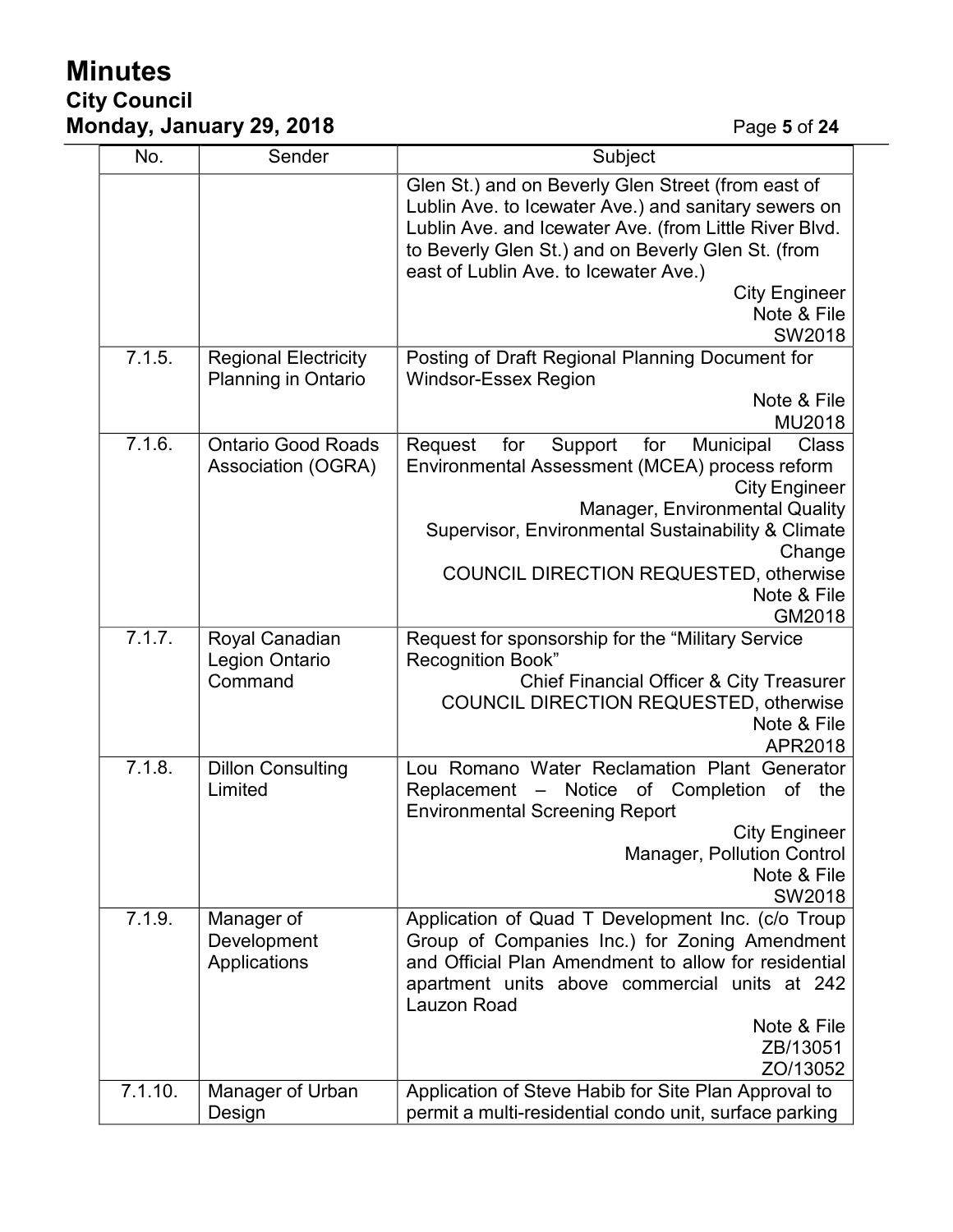| No. | Sender | Subject |
|---|---|---|
| | | Glen St.) and on Beverly Glen Street (from east of Lublin Ave. to Icewater Ave.) and sanitary sewers on Lublin Ave. and Icewater Ave. (from Little River Blvd. to Beverly Glen St.) and on Beverly Glen St. (from east of Lublin Ave. to Icewater Ave.)<br>City Engineer<br>Note & File<br>SW2018 |
| 7.1.5. | Regional Electricity Planning in Ontario | Posting of Draft Regional Planning Document for Windsor-Essex Region<br>Note & File<br>MU2018 |
| 7.1.6. | Ontario Good Roads Association (OGRA) | Request for Support for Municipal Class Environmental Assessment (MCEA) process reform<br>City Engineer<br>Manager, Environmental Quality<br>Supervisor, Environmental Sustainability & Climate Change<br>COUNCIL DIRECTION REQUESTED, otherwise<br>Note & File<br>GM2018 |
| 7.1.7. | Royal Canadian Legion Ontario Command | Request for sponsorship for the "Military Service Recognition Book"<br>Chief Financial Officer & City Treasurer<br>COUNCIL DIRECTION REQUESTED, otherwise<br>Note & File<br>APR2018 |
| 7.1.8. | Dillon Consulting Limited | Lou Romano Water Reclamation Plant Generator Replacement – Notice of Completion of the Environmental Screening Report<br>City Engineer<br>Manager, Pollution Control<br>Note & File<br>SW2018 |
| 7.1.9. | Manager of Development Applications | Application of Quad T Development Inc. (c/o Troup Group of Companies Inc.) for Zoning Amendment and Official Plan Amendment to allow for residential apartment units above commercial units at 242 Lauzon Road<br>Note & File<br>ZB/13051<br>ZO/13052 |
| 7.1.10. | Manager of Urban Design | Application of Steve Habib for Site Plan Approval to permit a multi-residential condo unit, surface parking |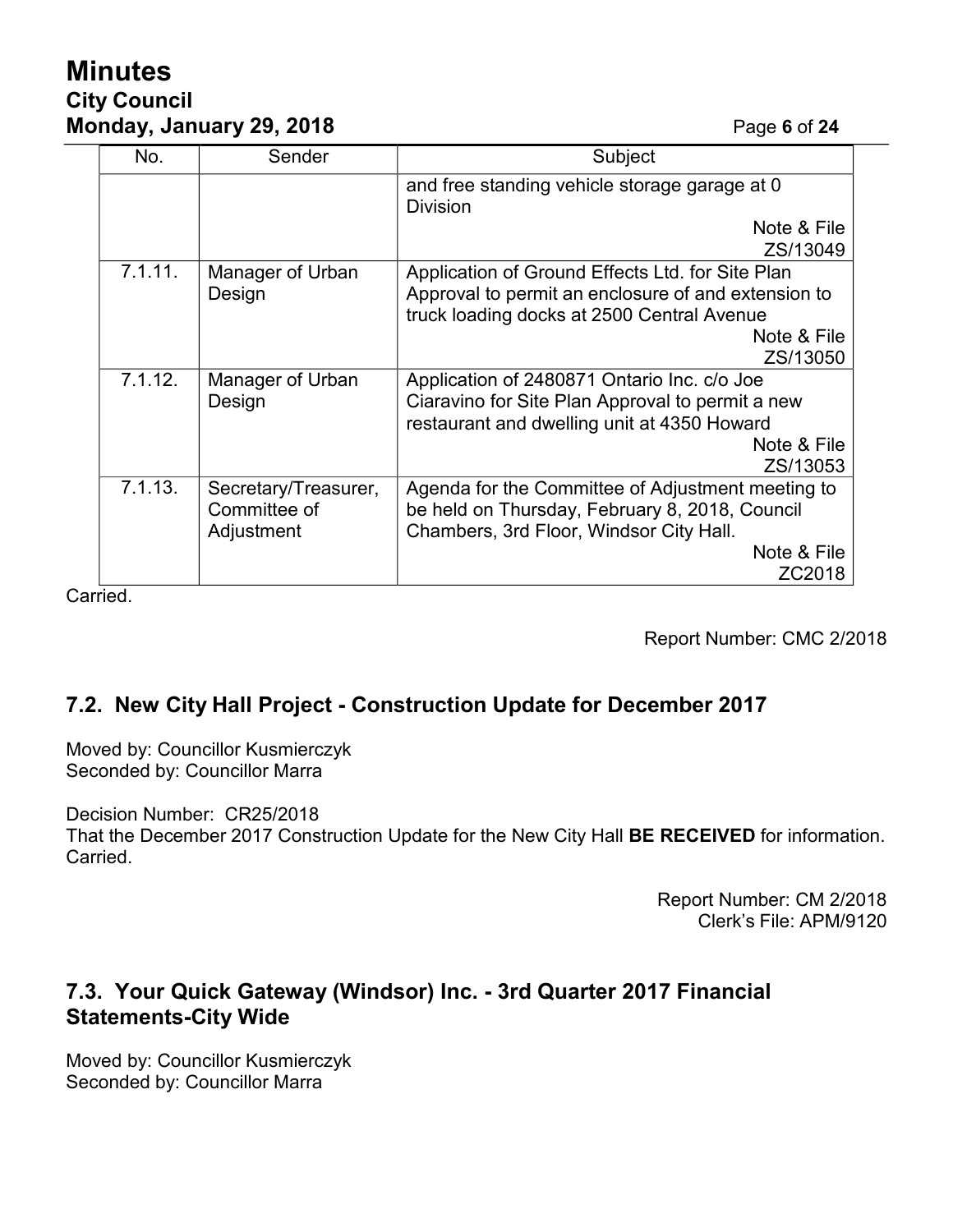| No. | Sender | Subject |
|---|---|---|
| | | and free standing vehicle storage garage at 0 Division<br>Note & File<br>ZS/13049 |
| 7.1.11. | Manager of Urban Design | Application of Ground Effects Ltd. for Site Plan Approval to permit an enclosure of and extension to truck loading docks at 2500 Central Avenue<br>Note & File<br>ZS/13050 |
| 7.1.12. | Manager of Urban Design | Application of 2480871 Ontario Inc. c/o Joe Ciaravino for Site Plan Approval to permit a new restaurant and dwelling unit at 4350 Howard<br>Note & File<br>ZS/13053 |
| 7.1.13. | Secretary/Treasurer, Committee of Adjustment | Agenda for the Committee of Adjustment meeting to be held on Thursday, February 8, 2018, Council Chambers, 3rd Floor, Windsor City Hall.<br>Note & File<br>ZC2018 |

Carried.

Report Number: CMC 2/2018

## 7.2. New City Hall Project - Construction Update for December 2017

Moved by: Councillor Kusmierczyk
Seconded by: Councillor Marra

Decision Number: CR25/2018
That the December 2017 Construction Update for the New City Hall **BE RECEIVED** for information.
Carried.

Report Number: CM 2/2018
Clerk's File: APM/9120

## 7.3. Your Quick Gateway (Windsor) Inc. - 3rd Quarter 2017 Financial Statements-City Wide

Moved by: Councillor Kusmierczyk
Seconded by: Councillor Marra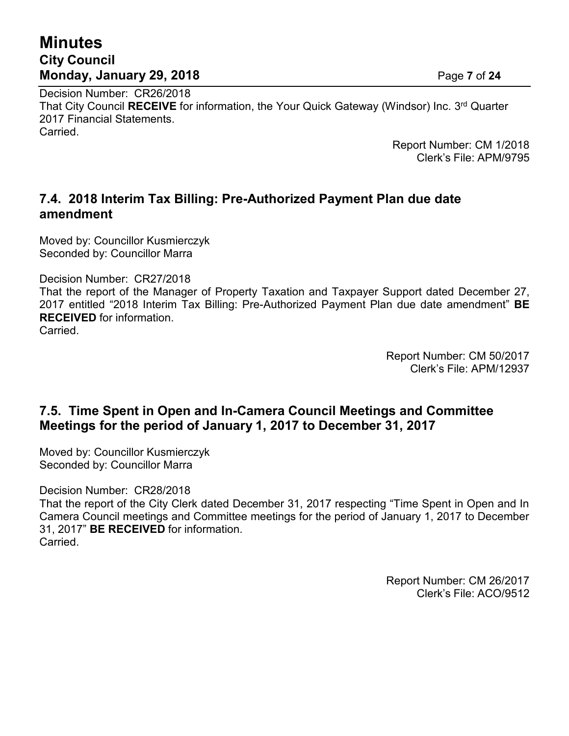Decision Number: CR26/2018
That City Council **RECEIVE** for information, the Your Quick Gateway (Windsor) Inc. 3rd Quarter 2017 Financial Statements.
Carried.

Report Number: CM 1/2018
Clerk's File: APM/9795

## 7.4. 2018 Interim Tax Billing: Pre-Authorized Payment Plan due date amendment

Moved by: Councillor Kusmierczyk
Seconded by: Councillor Marra

Decision Number: CR27/2018
That the report of the Manager of Property Taxation and Taxpayer Support dated December 27, 2017 entitled "2018 Interim Tax Billing: Pre-Authorized Payment Plan due date amendment" **BE RECEIVED** for information.
Carried.

Report Number: CM 50/2017
Clerk's File: APM/12937

## 7.5. Time Spent in Open and In-Camera Council Meetings and Committee Meetings for the period of January 1, 2017 to December 31, 2017

Moved by: Councillor Kusmierczyk
Seconded by: Councillor Marra

Decision Number: CR28/2018
That the report of the City Clerk dated December 31, 2017 respecting "Time Spent in Open and In Camera Council meetings and Committee meetings for the period of January 1, 2017 to December 31, 2017" **BE RECEIVED** for information.
Carried.

Report Number: CM 26/2017
Clerk's File: ACO/9512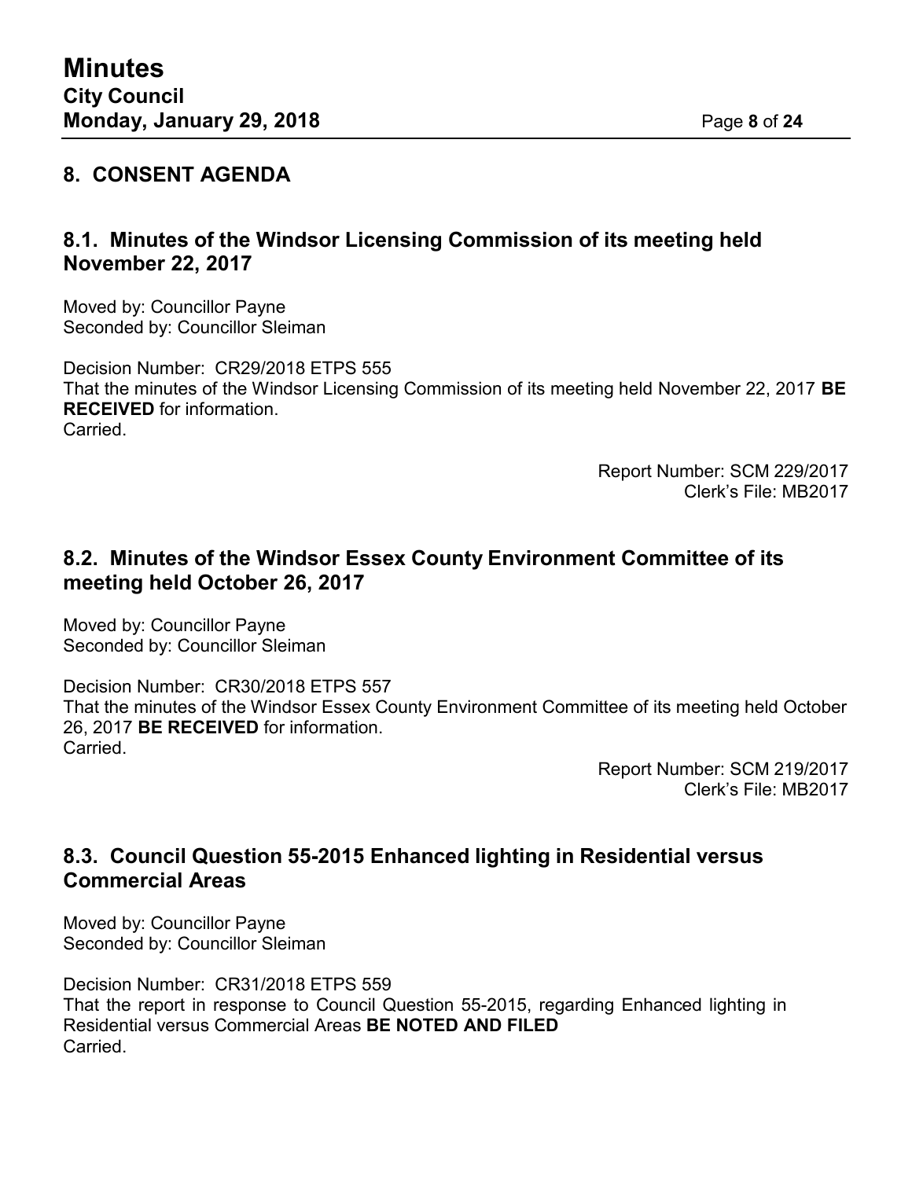## 8. CONSENT AGENDA

### 8.1. Minutes of the Windsor Licensing Commission of its meeting held November 22, 2017

Moved by: Councillor Payne
Seconded by: Councillor Sleiman

Decision Number: CR29/2018 ETPS 555
That the minutes of the Windsor Licensing Commission of its meeting held November 22, 2017 **BE RECEIVED** for information.
Carried.

Report Number: SCM 229/2017
Clerk's File: MB2017

### 8.2. Minutes of the Windsor Essex County Environment Committee of its meeting held October 26, 2017

Moved by: Councillor Payne
Seconded by: Councillor Sleiman

Decision Number: CR30/2018 ETPS 557
That the minutes of the Windsor Essex County Environment Committee of its meeting held October 26, 2017 **BE RECEIVED** for information.
Carried.

Report Number: SCM 219/2017
Clerk's File: MB2017

### 8.3. Council Question 55-2015 Enhanced lighting in Residential versus Commercial Areas

Moved by: Councillor Payne
Seconded by: Councillor Sleiman

Decision Number: CR31/2018 ETPS 559
That the report in response to Council Question 55-2015, regarding Enhanced lighting in Residential versus Commercial Areas **BE NOTED AND FILED**
Carried.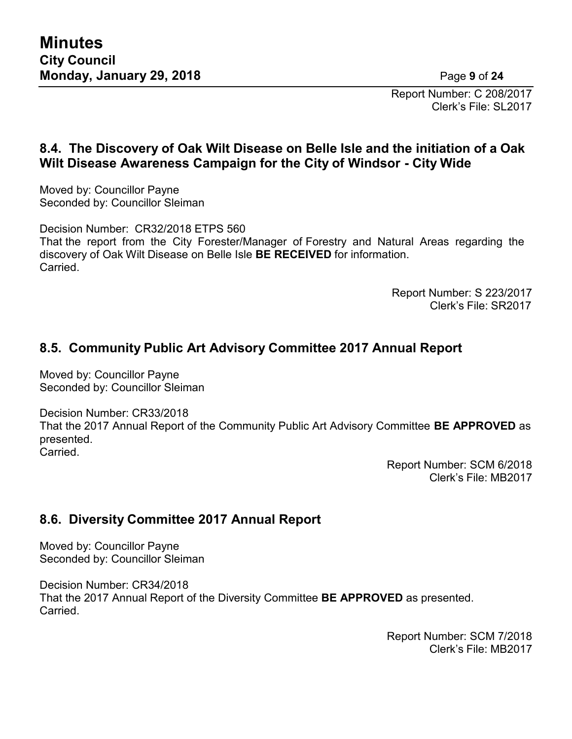Report Number: C 208/2017
Clerk's File: SL2017

## 8.4. The Discovery of Oak Wilt Disease on Belle Isle and the initiation of a Oak Wilt Disease Awareness Campaign for the City of Windsor - City Wide

Moved by: Councillor Payne
Seconded by: Councillor Sleiman

Decision Number: CR32/2018 ETPS 560
That the report from the City Forester/Manager of Forestry and Natural Areas regarding the discovery of Oak Wilt Disease on Belle Isle **BE RECEIVED** for information.
Carried.

Report Number: S 223/2017
Clerk's File: SR2017

## 8.5. Community Public Art Advisory Committee 2017 Annual Report

Moved by: Councillor Payne
Seconded by: Councillor Sleiman

Decision Number: CR33/2018
That the 2017 Annual Report of the Community Public Art Advisory Committee **BE APPROVED** as presented.
Carried.

Report Number: SCM 6/2018
Clerk's File: MB2017

## 8.6. Diversity Committee 2017 Annual Report

Moved by: Councillor Payne
Seconded by: Councillor Sleiman

Decision Number: CR34/2018
That the 2017 Annual Report of the Diversity Committee **BE APPROVED** as presented.
Carried.

Report Number: SCM 7/2018
Clerk's File: MB2017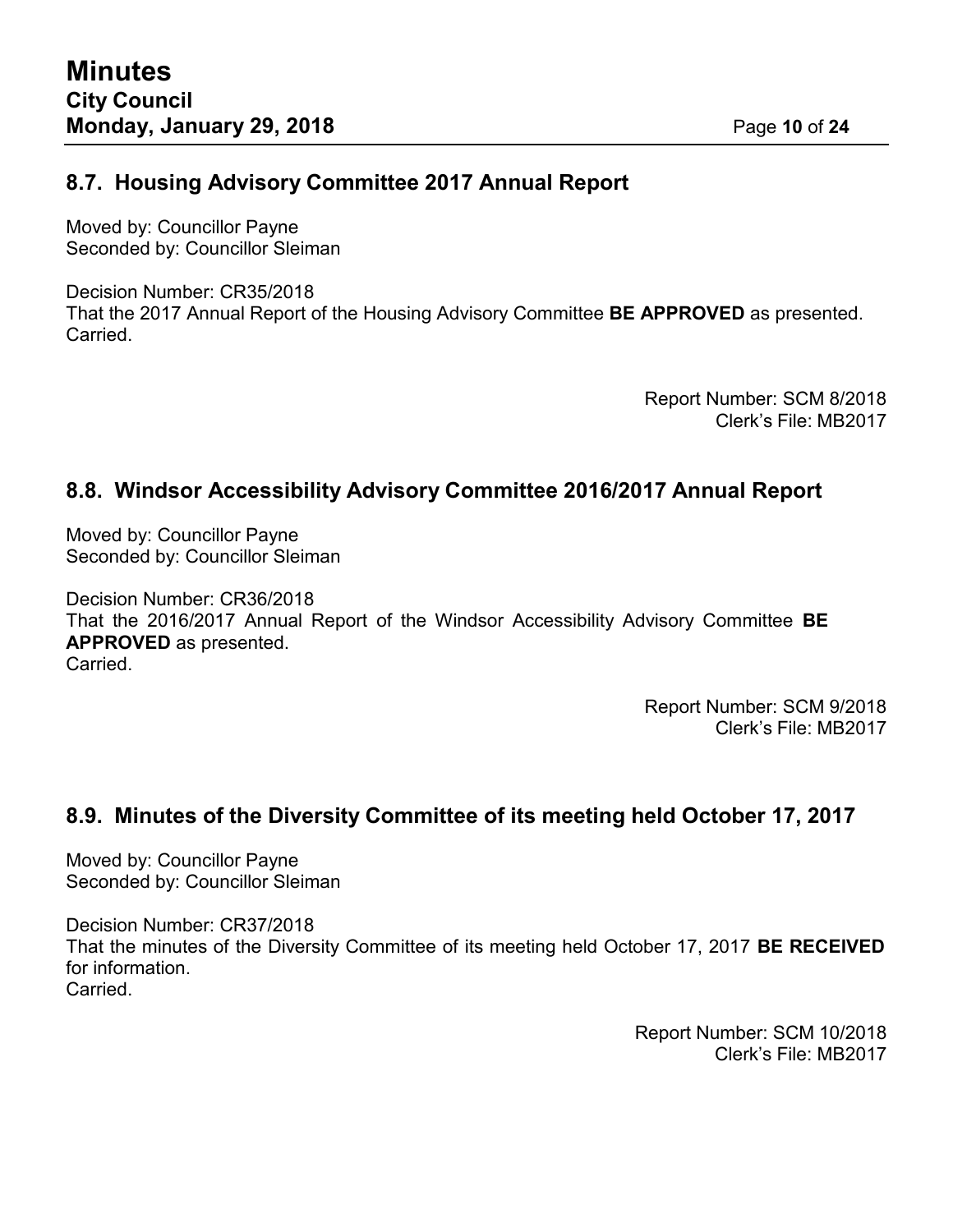## 8.7. Housing Advisory Committee 2017 Annual Report

Moved by: Councillor Payne
Seconded by: Councillor Sleiman

Decision Number: CR35/2018
That the 2017 Annual Report of the Housing Advisory Committee **BE APPROVED** as presented.
Carried.

Report Number: SCM 8/2018
Clerk's File: MB2017

## 8.8. Windsor Accessibility Advisory Committee 2016/2017 Annual Report

Moved by: Councillor Payne
Seconded by: Councillor Sleiman

Decision Number: CR36/2018
That the 2016/2017 Annual Report of the Windsor Accessibility Advisory Committee **BE APPROVED** as presented.
Carried.

Report Number: SCM 9/2018
Clerk's File: MB2017

## 8.9. Minutes of the Diversity Committee of its meeting held October 17, 2017

Moved by: Councillor Payne
Seconded by: Councillor Sleiman

Decision Number: CR37/2018
That the minutes of the Diversity Committee of its meeting held October 17, 2017 **BE RECEIVED** for information.
Carried.

Report Number: SCM 10/2018
Clerk's File: MB2017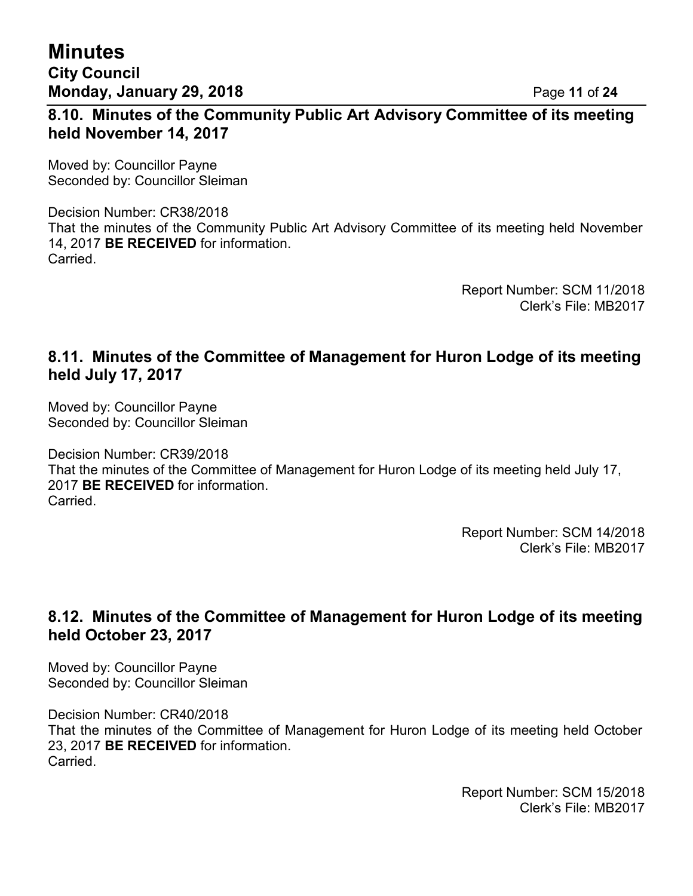## 8.10. Minutes of the Community Public Art Advisory Committee of its meeting held November 14, 2017

Moved by: Councillor Payne
Seconded by: Councillor Sleiman

Decision Number: CR38/2018
That the minutes of the Community Public Art Advisory Committee of its meeting held November 14, 2017 **BE RECEIVED** for information.
Carried.

Report Number: SCM 11/2018
Clerk's File: MB2017

## 8.11. Minutes of the Committee of Management for Huron Lodge of its meeting held July 17, 2017

Moved by: Councillor Payne
Seconded by: Councillor Sleiman

Decision Number: CR39/2018
That the minutes of the Committee of Management for Huron Lodge of its meeting held July 17, 2017 **BE RECEIVED** for information.
Carried.

Report Number: SCM 14/2018
Clerk's File: MB2017

## 8.12. Minutes of the Committee of Management for Huron Lodge of its meeting held October 23, 2017

Moved by: Councillor Payne
Seconded by: Councillor Sleiman

Decision Number: CR40/2018
That the minutes of the Committee of Management for Huron Lodge of its meeting held October 23, 2017 **BE RECEIVED** for information.
Carried.

Report Number: SCM 15/2018
Clerk's File: MB2017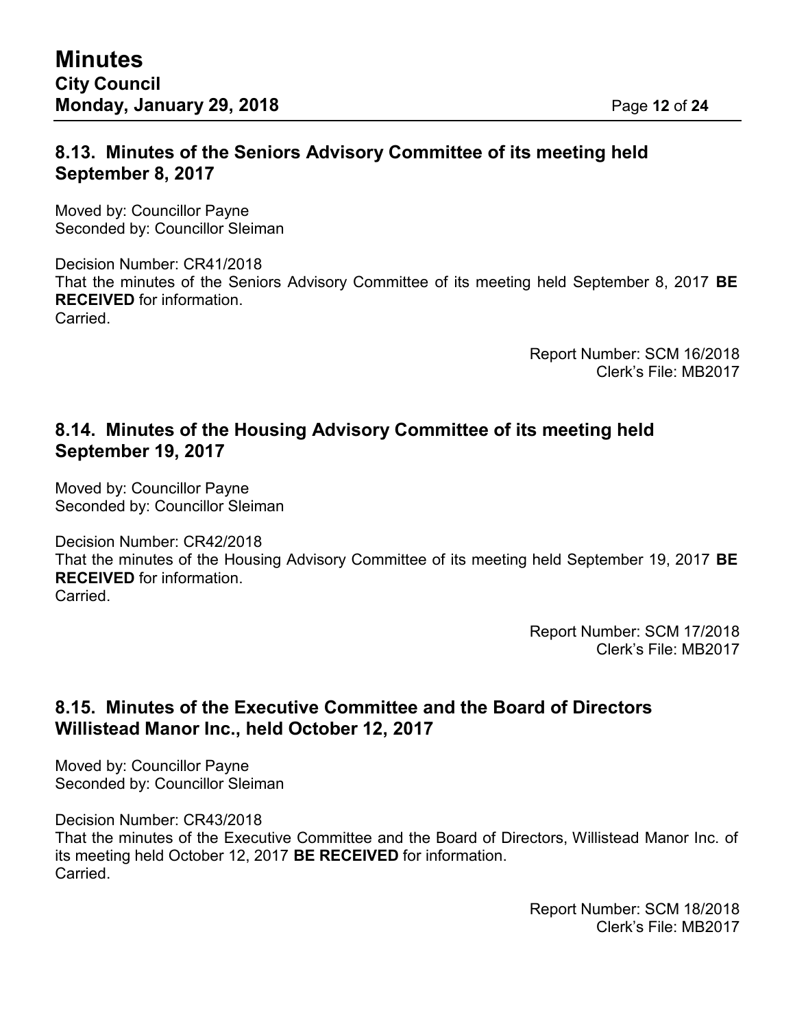## 8.13. Minutes of the Seniors Advisory Committee of its meeting held September 8, 2017

Moved by: Councillor Payne
Seconded by: Councillor Sleiman

Decision Number: CR41/2018
That the minutes of the Seniors Advisory Committee of its meeting held September 8, 2017 **BE RECEIVED** for information.
Carried.

Report Number: SCM 16/2018
Clerk's File: MB2017

## 8.14. Minutes of the Housing Advisory Committee of its meeting held September 19, 2017

Moved by: Councillor Payne
Seconded by: Councillor Sleiman

Decision Number: CR42/2018
That the minutes of the Housing Advisory Committee of its meeting held September 19, 2017 **BE RECEIVED** for information.
Carried.

Report Number: SCM 17/2018
Clerk's File: MB2017

## 8.15. Minutes of the Executive Committee and the Board of Directors Willistead Manor Inc., held October 12, 2017

Moved by: Councillor Payne
Seconded by: Councillor Sleiman

Decision Number: CR43/2018
That the minutes of the Executive Committee and the Board of Directors, Willistead Manor Inc. of its meeting held October 12, 2017 **BE RECEIVED** for information.
Carried.

Report Number: SCM 18/2018
Clerk's File: MB2017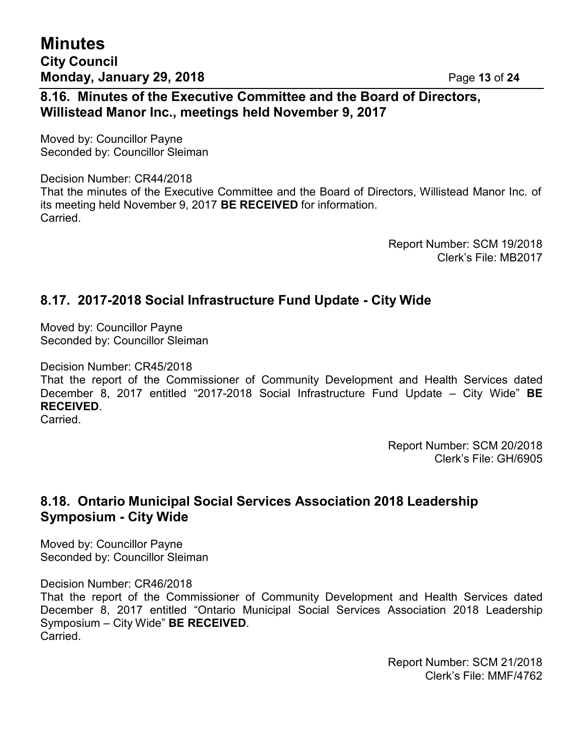### 8.16. Minutes of the Executive Committee and the Board of Directors, Willistead Manor Inc., meetings held November 9, 2017

Moved by: Councillor Payne
Seconded by: Councillor Sleiman

Decision Number: CR44/2018
That the minutes of the Executive Committee and the Board of Directors, Willistead Manor Inc. of its meeting held November 9, 2017 **BE RECEIVED** for information.
Carried.

Report Number: SCM 19/2018
Clerk's File: MB2017

### 8.17. 2017-2018 Social Infrastructure Fund Update - City Wide

Moved by: Councillor Payne
Seconded by: Councillor Sleiman

Decision Number: CR45/2018
That the report of the Commissioner of Community Development and Health Services dated December 8, 2017 entitled "2017-2018 Social Infrastructure Fund Update – City Wide" **BE RECEIVED**.
Carried.

Report Number: SCM 20/2018
Clerk's File: GH/6905

### 8.18. Ontario Municipal Social Services Association 2018 Leadership Symposium - City Wide

Moved by: Councillor Payne
Seconded by: Councillor Sleiman

Decision Number: CR46/2018
That the report of the Commissioner of Community Development and Health Services dated December 8, 2017 entitled "Ontario Municipal Social Services Association 2018 Leadership Symposium – City Wide" **BE RECEIVED**.
Carried.

Report Number: SCM 21/2018
Clerk's File: MMF/4762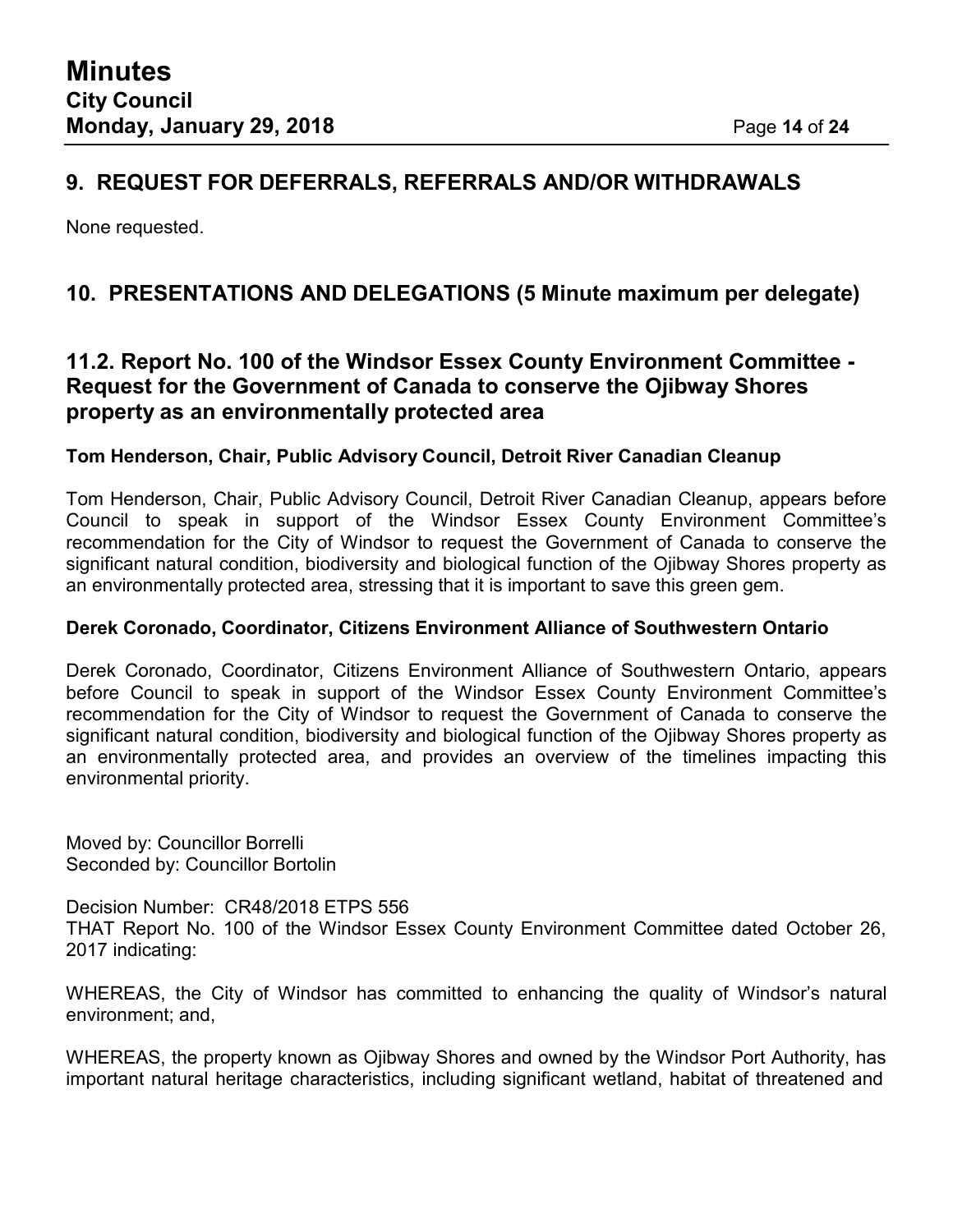## 9. REQUEST FOR DEFERRALS, REFERRALS AND/OR WITHDRAWALS

None requested.

## 10. PRESENTATIONS AND DELEGATIONS (5 Minute maximum per delegate)

## 11.2. Report No. 100 of the Windsor Essex County Environment Committee - Request for the Government of Canada to conserve the Ojibway Shores property as an environmentally protected area

**Tom Henderson, Chair, Public Advisory Council, Detroit River Canadian Cleanup**

Tom Henderson, Chair, Public Advisory Council, Detroit River Canadian Cleanup, appears before Council to speak in support of the Windsor Essex County Environment Committee's recommendation for the City of Windsor to request the Government of Canada to conserve the significant natural condition, biodiversity and biological function of the Ojibway Shores property as an environmentally protected area, stressing that it is important to save this green gem.

**Derek Coronado, Coordinator, Citizens Environment Alliance of Southwestern Ontario**

Derek Coronado, Coordinator, Citizens Environment Alliance of Southwestern Ontario, appears before Council to speak in support of the Windsor Essex County Environment Committee's recommendation for the City of Windsor to request the Government of Canada to conserve the significant natural condition, biodiversity and biological function of the Ojibway Shores property as an environmentally protected area, and provides an overview of the timelines impacting this environmental priority.

Moved by: Councillor Borrelli
Seconded by: Councillor Bortolin

Decision Number: CR48/2018 ETPS 556
THAT Report No. 100 of the Windsor Essex County Environment Committee dated October 26, 2017 indicating:

WHEREAS, the City of Windsor has committed to enhancing the quality of Windsor's natural environment; and,

WHEREAS, the property known as Ojibway Shores and owned by the Windsor Port Authority, has important natural heritage characteristics, including significant wetland, habitat of threatened and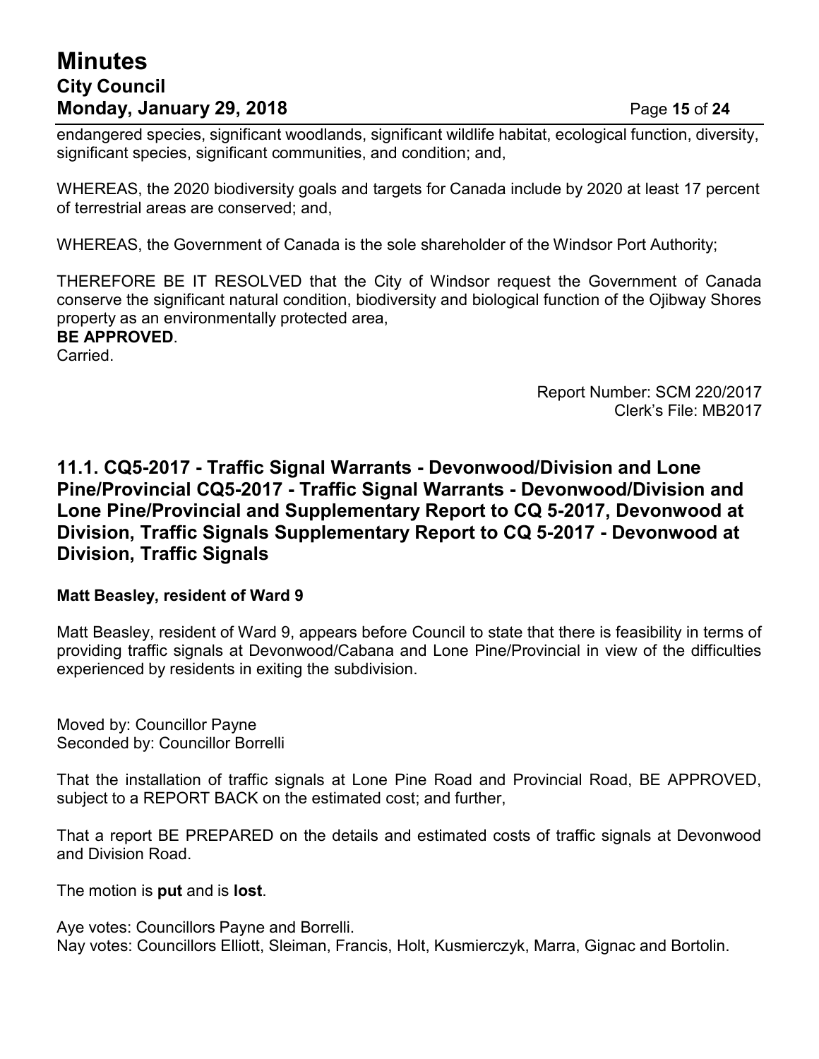endangered species, significant woodlands, significant wildlife habitat, ecological function, diversity, significant species, significant communities, and condition; and,

WHEREAS, the 2020 biodiversity goals and targets for Canada include by 2020 at least 17 percent of terrestrial areas are conserved; and,

WHEREAS, the Government of Canada is the sole shareholder of the Windsor Port Authority;

THEREFORE BE IT RESOLVED that the City of Windsor request the Government of Canada conserve the significant natural condition, biodiversity and biological function of the Ojibway Shores property as an environmentally protected area,
**BE APPROVED**.
Carried.

Report Number: SCM 220/2017
Clerk's File: MB2017

## 11.1. CQ5-2017 - Traffic Signal Warrants - Devonwood/Division and Lone Pine/Provincial CQ5-2017 - Traffic Signal Warrants - Devonwood/Division and Lone Pine/Provincial and Supplementary Report to CQ 5-2017, Devonwood at Division, Traffic Signals Supplementary Report to CQ 5-2017 - Devonwood at Division, Traffic Signals

**Matt Beasley, resident of Ward 9**

Matt Beasley, resident of Ward 9, appears before Council to state that there is feasibility in terms of providing traffic signals at Devonwood/Cabana and Lone Pine/Provincial in view of the difficulties experienced by residents in exiting the subdivision.

Moved by: Councillor Payne
Seconded by: Councillor Borrelli

That the installation of traffic signals at Lone Pine Road and Provincial Road, BE APPROVED, subject to a REPORT BACK on the estimated cost; and further,

That a report BE PREPARED on the details and estimated costs of traffic signals at Devonwood and Division Road.

The motion is **put** and is **lost**.

Aye votes: Councillors Payne and Borrelli.
Nay votes: Councillors Elliott, Sleiman, Francis, Holt, Kusmierczyk, Marra, Gignac and Bortolin.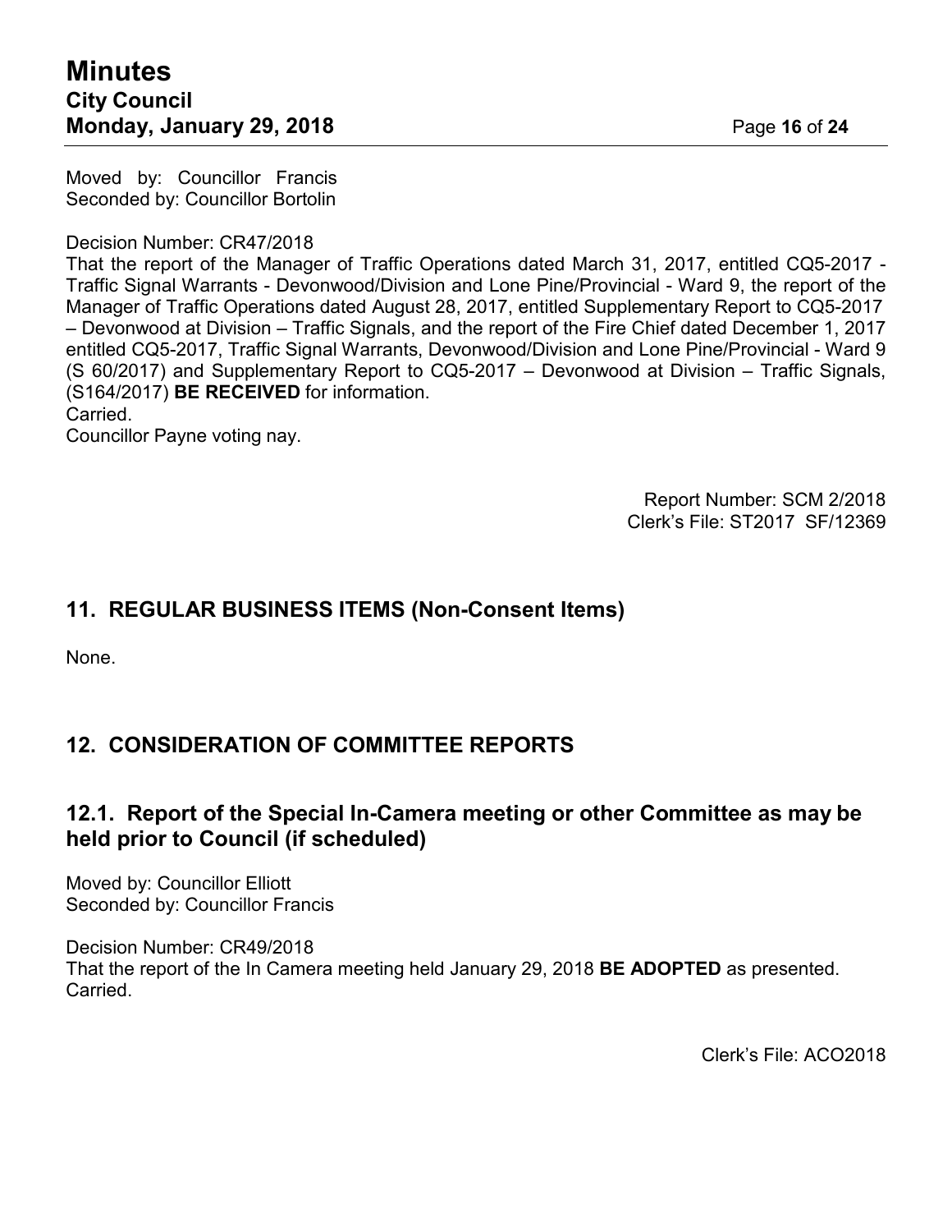Moved by: Councillor Francis
Seconded by: Councillor Bortolin

Decision Number: CR47/2018
That the report of the Manager of Traffic Operations dated March 31, 2017, entitled CQ5-2017 - Traffic Signal Warrants - Devonwood/Division and Lone Pine/Provincial - Ward 9, the report of the Manager of Traffic Operations dated August 28, 2017, entitled Supplementary Report to CQ5-2017 – Devonwood at Division – Traffic Signals, and the report of the Fire Chief dated December 1, 2017 entitled CQ5-2017, Traffic Signal Warrants, Devonwood/Division and Lone Pine/Provincial - Ward 9 (S 60/2017) and Supplementary Report to CQ5-2017 – Devonwood at Division – Traffic Signals, (S164/2017) **BE RECEIVED** for information.
Carried.
Councillor Payne voting nay.

Report Number: SCM 2/2018
Clerk's File: ST2017 SF/12369

## 11. REGULAR BUSINESS ITEMS (Non-Consent Items)

None.

## 12. CONSIDERATION OF COMMITTEE REPORTS

### 12.1. Report of the Special In-Camera meeting or other Committee as may be held prior to Council (if scheduled)

Moved by: Councillor Elliott
Seconded by: Councillor Francis

Decision Number: CR49/2018
That the report of the In Camera meeting held January 29, 2018 **BE ADOPTED** as presented.
Carried.

Clerk's File: ACO2018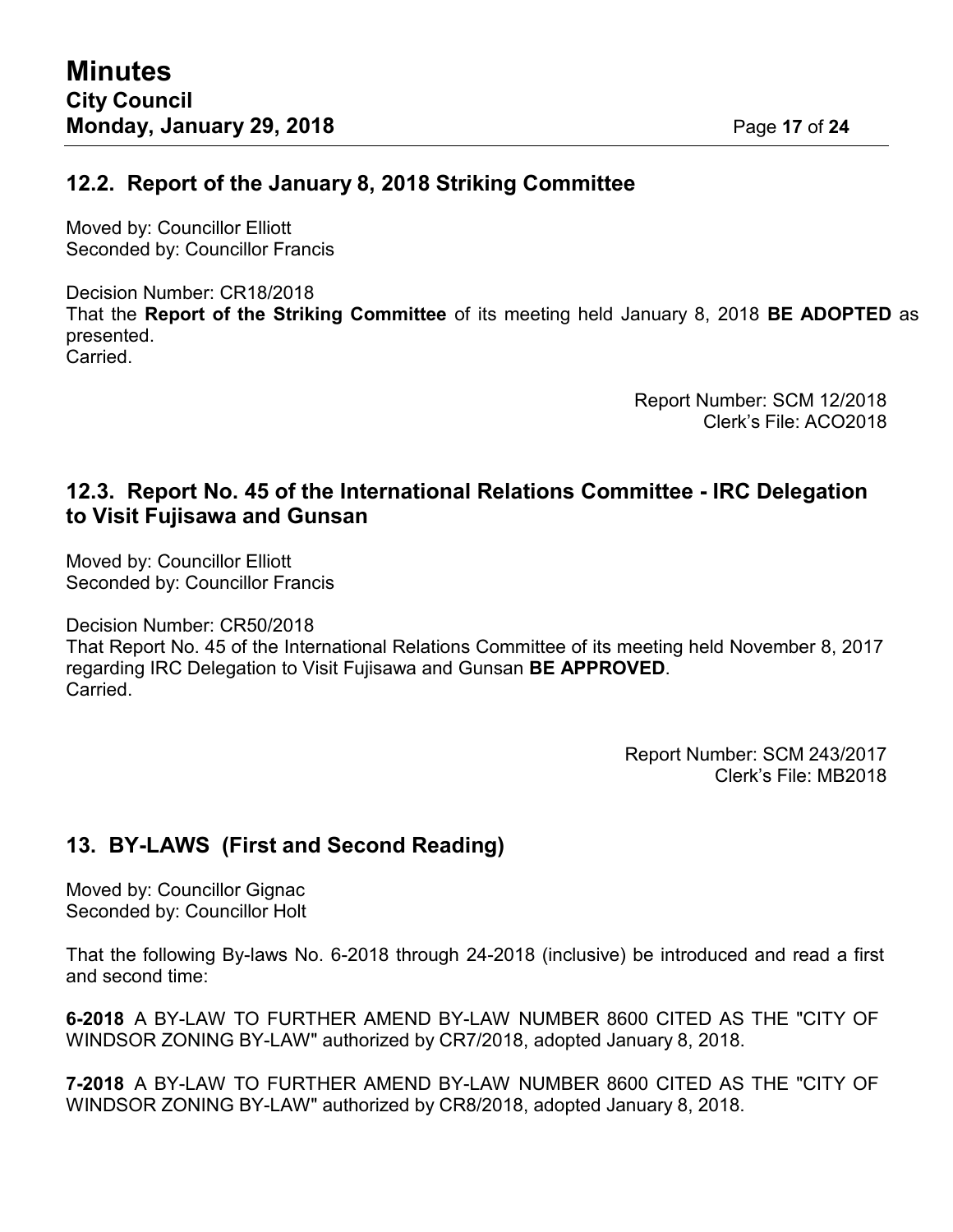## 12.2. Report of the January 8, 2018 Striking Committee

Moved by: Councillor Elliott
Seconded by: Councillor Francis

Decision Number: CR18/2018
That the **Report of the Striking Committee** of its meeting held January 8, 2018 **BE ADOPTED** as presented.
Carried.

Report Number: SCM 12/2018
Clerk's File: ACO2018

## 12.3. Report No. 45 of the International Relations Committee - IRC Delegation to Visit Fujisawa and Gunsan

Moved by: Councillor Elliott
Seconded by: Councillor Francis

Decision Number: CR50/2018
That Report No. 45 of the International Relations Committee of its meeting held November 8, 2017 regarding IRC Delegation to Visit Fujisawa and Gunsan **BE APPROVED**.
Carried.

Report Number: SCM 243/2017
Clerk's File: MB2018

## 13. BY-LAWS (First and Second Reading)

Moved by: Councillor Gignac
Seconded by: Councillor Holt

That the following By-laws No. 6-2018 through 24-2018 (inclusive) be introduced and read a first and second time:

**6-2018** A BY-LAW TO FURTHER AMEND BY-LAW NUMBER 8600 CITED AS THE "CITY OF WINDSOR ZONING BY-LAW" authorized by CR7/2018, adopted January 8, 2018.

**7-2018** A BY-LAW TO FURTHER AMEND BY-LAW NUMBER 8600 CITED AS THE "CITY OF WINDSOR ZONING BY-LAW" authorized by CR8/2018, adopted January 8, 2018.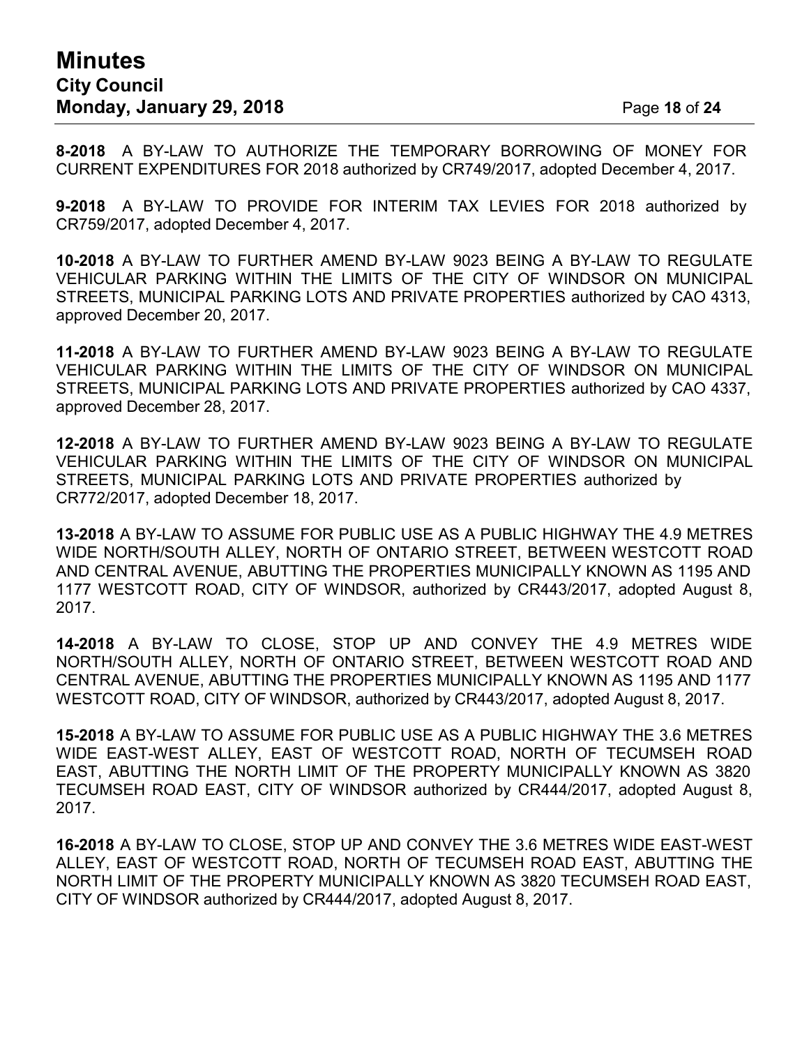**8-2018** A BY-LAW TO AUTHORIZE THE TEMPORARY BORROWING OF MONEY FOR CURRENT EXPENDITURES FOR 2018 authorized by CR749/2017, adopted December 4, 2017.

**9-2018** A BY-LAW TO PROVIDE FOR INTERIM TAX LEVIES FOR 2018 authorized by CR759/2017, adopted December 4, 2017.

**10-2018** A BY-LAW TO FURTHER AMEND BY-LAW 9023 BEING A BY-LAW TO REGULATE VEHICULAR PARKING WITHIN THE LIMITS OF THE CITY OF WINDSOR ON MUNICIPAL STREETS, MUNICIPAL PARKING LOTS AND PRIVATE PROPERTIES authorized by CAO 4313, approved December 20, 2017.

**11-2018** A BY-LAW TO FURTHER AMEND BY-LAW 9023 BEING A BY-LAW TO REGULATE VEHICULAR PARKING WITHIN THE LIMITS OF THE CITY OF WINDSOR ON MUNICIPAL STREETS, MUNICIPAL PARKING LOTS AND PRIVATE PROPERTIES authorized by CAO 4337, approved December 28, 2017.

**12-2018** A BY-LAW TO FURTHER AMEND BY-LAW 9023 BEING A BY-LAW TO REGULATE VEHICULAR PARKING WITHIN THE LIMITS OF THE CITY OF WINDSOR ON MUNICIPAL STREETS, MUNICIPAL PARKING LOTS AND PRIVATE PROPERTIES authorized by CR772/2017, adopted December 18, 2017.

**13-2018** A BY-LAW TO ASSUME FOR PUBLIC USE AS A PUBLIC HIGHWAY THE 4.9 METRES WIDE NORTH/SOUTH ALLEY, NORTH OF ONTARIO STREET, BETWEEN WESTCOTT ROAD AND CENTRAL AVENUE, ABUTTING THE PROPERTIES MUNICIPALLY KNOWN AS 1195 AND 1177 WESTCOTT ROAD, CITY OF WINDSOR, authorized by CR443/2017, adopted August 8, 2017.

**14-2018** A BY-LAW TO CLOSE, STOP UP AND CONVEY THE 4.9 METRES WIDE NORTH/SOUTH ALLEY, NORTH OF ONTARIO STREET, BETWEEN WESTCOTT ROAD AND CENTRAL AVENUE, ABUTTING THE PROPERTIES MUNICIPALLY KNOWN AS 1195 AND 1177 WESTCOTT ROAD, CITY OF WINDSOR, authorized by CR443/2017, adopted August 8, 2017.

**15-2018** A BY-LAW TO ASSUME FOR PUBLIC USE AS A PUBLIC HIGHWAY THE 3.6 METRES WIDE EAST-WEST ALLEY, EAST OF WESTCOTT ROAD, NORTH OF TECUMSEH ROAD EAST, ABUTTING THE NORTH LIMIT OF THE PROPERTY MUNICIPALLY KNOWN AS 3820 TECUMSEH ROAD EAST, CITY OF WINDSOR authorized by CR444/2017, adopted August 8, 2017.

**16-2018** A BY-LAW TO CLOSE, STOP UP AND CONVEY THE 3.6 METRES WIDE EAST-WEST ALLEY, EAST OF WESTCOTT ROAD, NORTH OF TECUMSEH ROAD EAST, ABUTTING THE NORTH LIMIT OF THE PROPERTY MUNICIPALLY KNOWN AS 3820 TECUMSEH ROAD EAST, CITY OF WINDSOR authorized by CR444/2017, adopted August 8, 2017.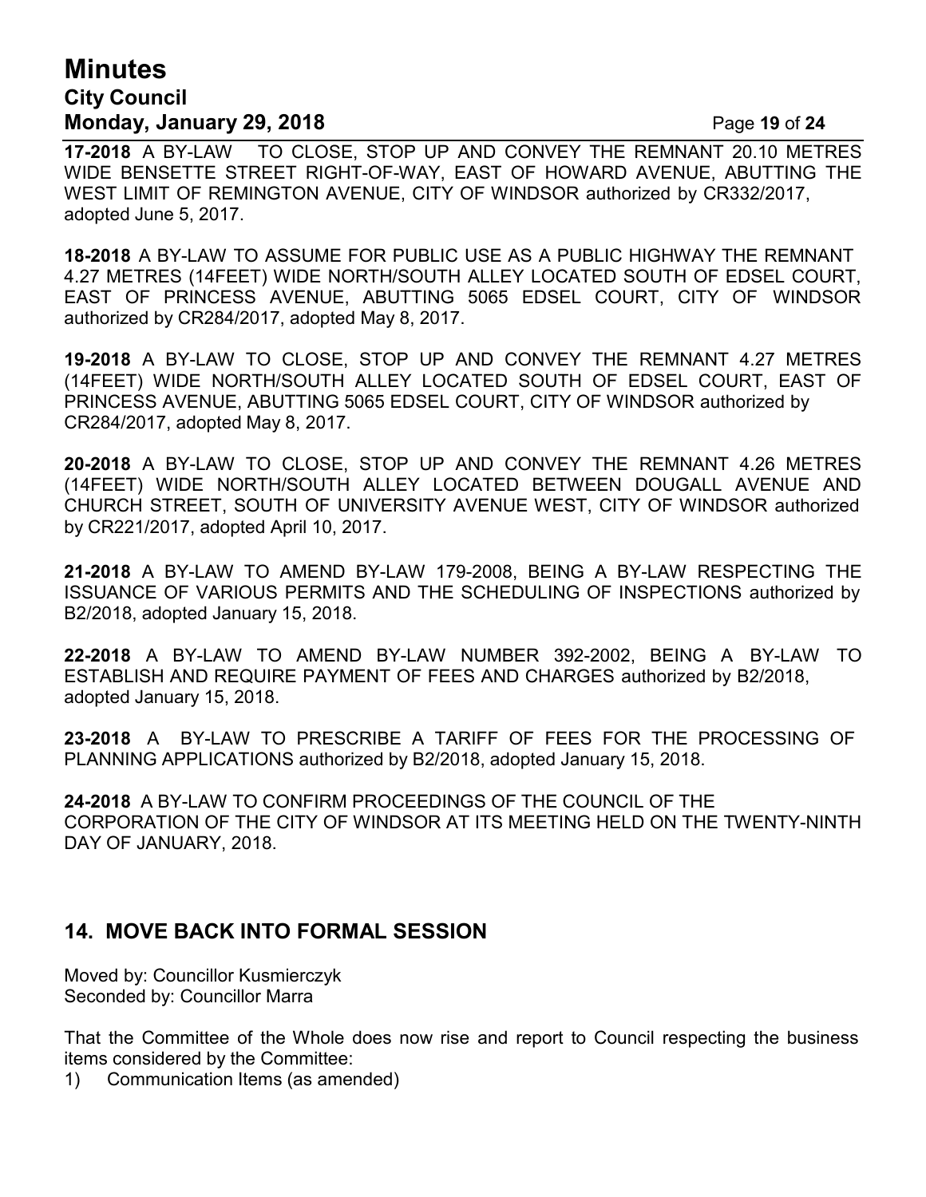**17-2018** A BY-LAW TO CLOSE, STOP UP AND CONVEY THE REMNANT 20.10 METRES WIDE BENSETTE STREET RIGHT-OF-WAY, EAST OF HOWARD AVENUE, ABUTTING THE WEST LIMIT OF REMINGTON AVENUE, CITY OF WINDSOR authorized by CR332/2017, adopted June 5, 2017.

**18-2018** A BY-LAW TO ASSUME FOR PUBLIC USE AS A PUBLIC HIGHWAY THE REMNANT 4.27 METRES (14FEET) WIDE NORTH/SOUTH ALLEY LOCATED SOUTH OF EDSEL COURT, EAST OF PRINCESS AVENUE, ABUTTING 5065 EDSEL COURT, CITY OF WINDSOR authorized by CR284/2017, adopted May 8, 2017.

**19-2018** A BY-LAW TO CLOSE, STOP UP AND CONVEY THE REMNANT 4.27 METRES (14FEET) WIDE NORTH/SOUTH ALLEY LOCATED SOUTH OF EDSEL COURT, EAST OF PRINCESS AVENUE, ABUTTING 5065 EDSEL COURT, CITY OF WINDSOR authorized by CR284/2017, adopted May 8, 2017.

**20-2018** A BY-LAW TO CLOSE, STOP UP AND CONVEY THE REMNANT 4.26 METRES (14FEET) WIDE NORTH/SOUTH ALLEY LOCATED BETWEEN DOUGALL AVENUE AND CHURCH STREET, SOUTH OF UNIVERSITY AVENUE WEST, CITY OF WINDSOR authorized by CR221/2017, adopted April 10, 2017.

**21-2018** A BY-LAW TO AMEND BY-LAW 179-2008, BEING A BY-LAW RESPECTING THE ISSUANCE OF VARIOUS PERMITS AND THE SCHEDULING OF INSPECTIONS authorized by B2/2018, adopted January 15, 2018.

**22-2018** A BY-LAW TO AMEND BY-LAW NUMBER 392-2002, BEING A BY-LAW TO ESTABLISH AND REQUIRE PAYMENT OF FEES AND CHARGES authorized by B2/2018, adopted January 15, 2018.

**23-2018** A BY-LAW TO PRESCRIBE A TARIFF OF FEES FOR THE PROCESSING OF PLANNING APPLICATIONS authorized by B2/2018, adopted January 15, 2018.

**24-2018** A BY-LAW TO CONFIRM PROCEEDINGS OF THE COUNCIL OF THE CORPORATION OF THE CITY OF WINDSOR AT ITS MEETING HELD ON THE TWENTY-NINTH DAY OF JANUARY, 2018.

## 14. MOVE BACK INTO FORMAL SESSION

Moved by: Councillor Kusmierczyk
Seconded by: Councillor Marra

That the Committee of the Whole does now rise and report to Council respecting the business items considered by the Committee:

1) Communication Items (as amended)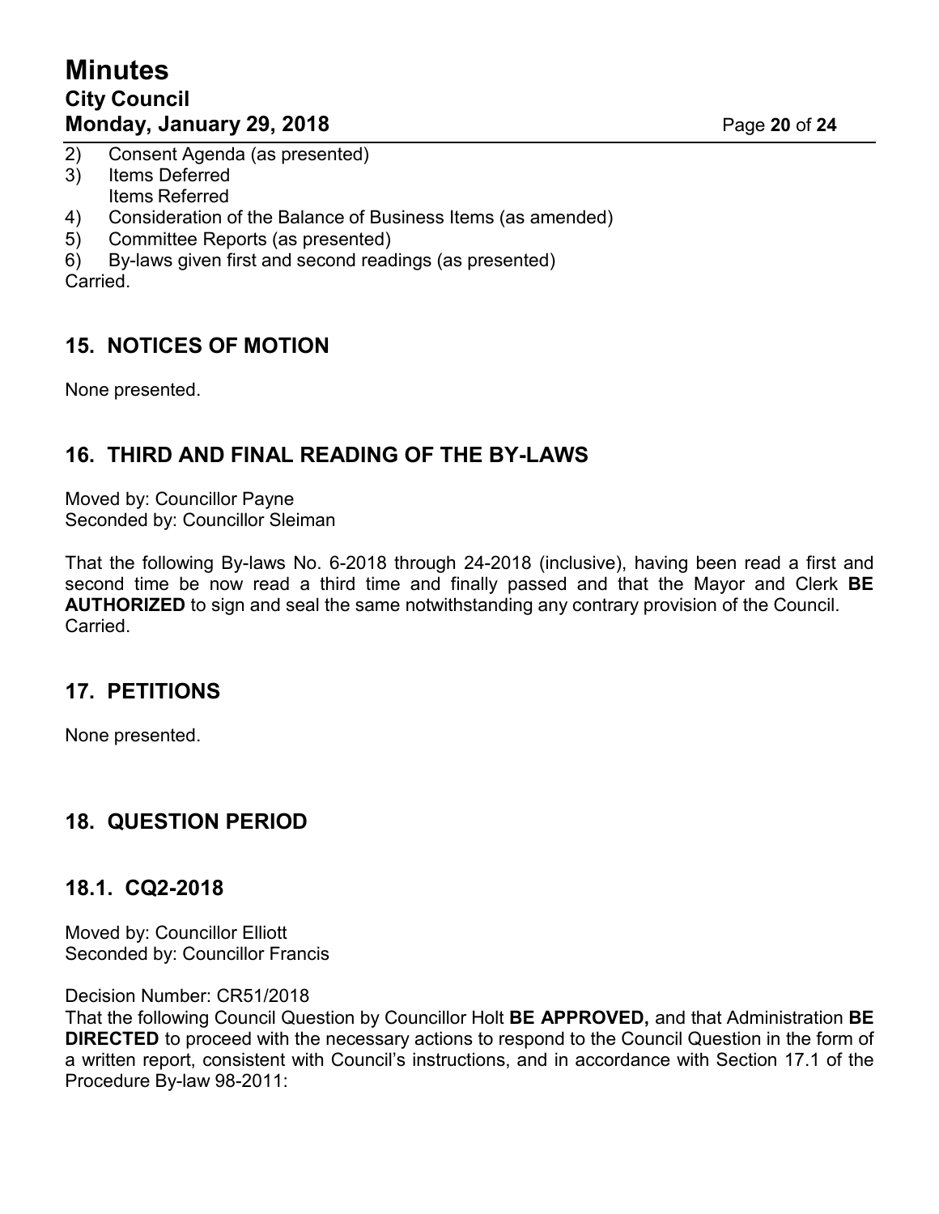2) Consent Agenda (as presented)
3) Items Deferred
   Items Referred
4) Consideration of the Balance of Business Items (as amended)
5) Committee Reports (as presented)
6) By-laws given first and second readings (as presented)

Carried.

## 15. NOTICES OF MOTION

None presented.

## 16. THIRD AND FINAL READING OF THE BY-LAWS

Moved by: Councillor Payne
Seconded by: Councillor Sleiman

That the following By-laws No. 6-2018 through 24-2018 (inclusive), having been read a first and second time be now read a third time and finally passed and that the Mayor and Clerk **BE AUTHORIZED** to sign and seal the same notwithstanding any contrary provision of the Council.
Carried.

## 17. PETITIONS

None presented.

## 18. QUESTION PERIOD

### 18.1. CQ2-2018

Moved by: Councillor Elliott
Seconded by: Councillor Francis

Decision Number: CR51/2018
That the following Council Question by Councillor Holt **BE APPROVED,** and that Administration **BE DIRECTED** to proceed with the necessary actions to respond to the Council Question in the form of a written report, consistent with Council's instructions, and in accordance with Section 17.1 of the Procedure By-law 98-2011: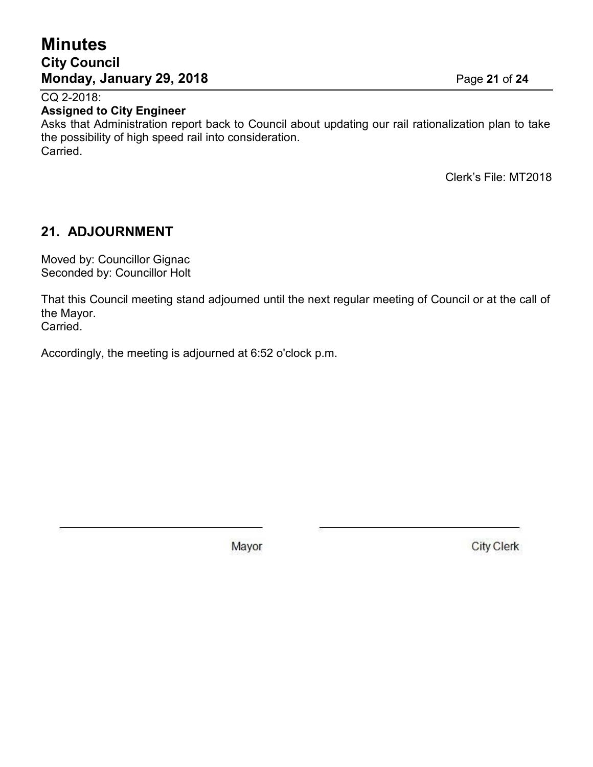CQ 2-2018:

**Assigned to City Engineer**

Asks that Administration report back to Council about updating our rail rationalization plan to take the possibility of high speed rail into consideration.

Carried.

Clerk's File: MT2018

## 21. ADJOURNMENT

Moved by: Councillor Gignac
Seconded by: Councillor Holt

That this Council meeting stand adjourned until the next regular meeting of Council or at the call of the Mayor.

Carried.

Accordingly, the meeting is adjourned at 6:52 o'clock p.m.

\_\_\_\_\_\_\_\_\_\_\_\_\_\_\_\_\_\_\_\_\_\_\_\_\_\_\_\_\_\_

Mayor

\_\_\_\_\_\_\_\_\_\_\_\_\_\_\_\_\_\_\_\_\_\_\_\_\_\_\_\_\_\_

City Clerk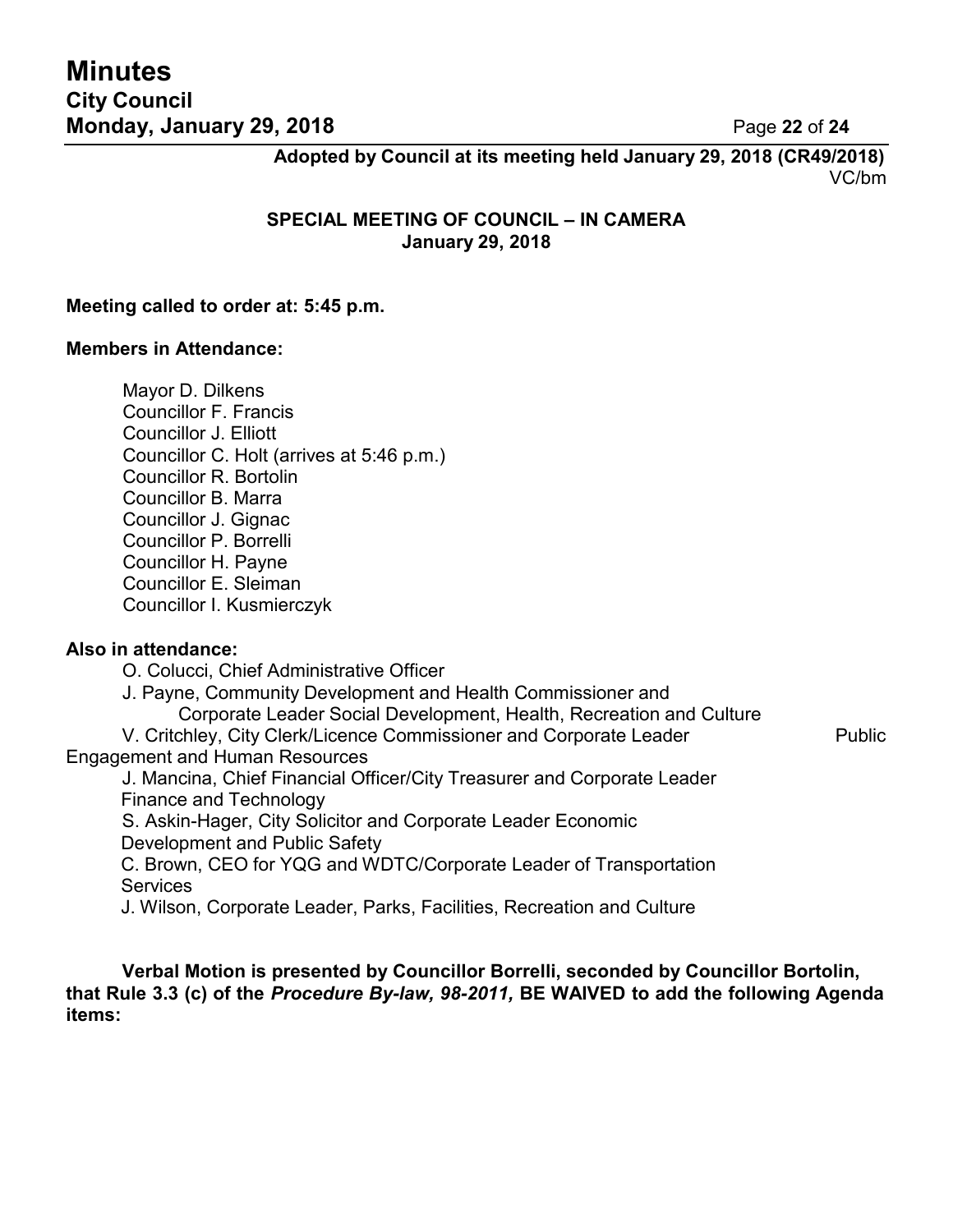**Adopted by Council at its meeting held January 29, 2018 (CR49/2018)**
VC/bm

**SPECIAL MEETING OF COUNCIL – IN CAMERA**
**January 29, 2018**

**Meeting called to order at: 5:45 p.m.**

**Members in Attendance:**

Mayor D. Dilkens
Councillor F. Francis
Councillor J. Elliott
Councillor C. Holt (arrives at 5:46 p.m.)
Councillor R. Bortolin
Councillor B. Marra
Councillor J. Gignac
Councillor P. Borrelli
Councillor H. Payne
Councillor E. Sleiman
Councillor I. Kusmierczyk

**Also in attendance:**

O. Colucci, Chief Administrative Officer
J. Payne, Community Development and Health Commissioner and Corporate Leader Social Development, Health, Recreation and Culture
V. Critchley, City Clerk/Licence Commissioner and Corporate Leader Public Engagement and Human Resources
J. Mancina, Chief Financial Officer/City Treasurer and Corporate Leader Finance and Technology
S. Askin-Hager, City Solicitor and Corporate Leader Economic Development and Public Safety
C. Brown, CEO for YQG and WDTC/Corporate Leader of Transportation Services
J. Wilson, Corporate Leader, Parks, Facilities, Recreation and Culture

**Verbal Motion is presented by Councillor Borrelli, seconded by Councillor Bortolin, that Rule 3.3 (c) of the *Procedure By-law, 98-2011,* BE WAIVED to add the following Agenda items:**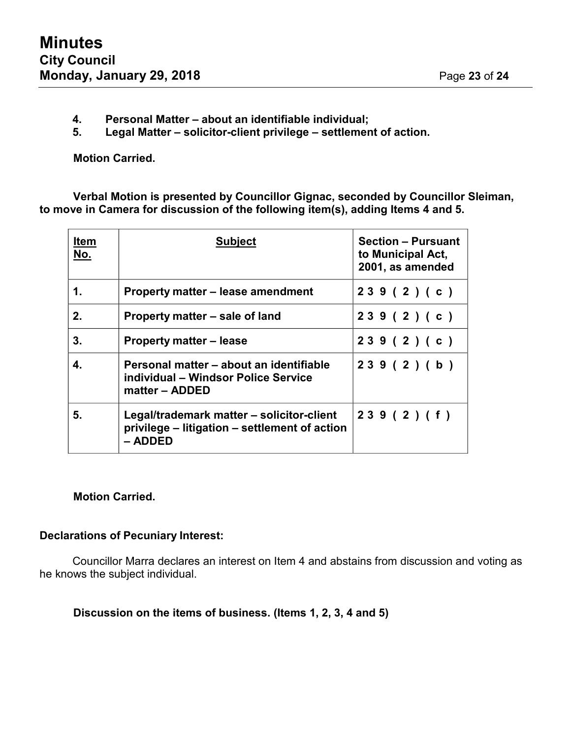4. **Personal Matter – about an identifiable individual;**
5. **Legal Matter – solicitor-client privilege – settlement of action.**

**Motion Carried.**

**Verbal Motion is presented by Councillor Gignac, seconded by Councillor Sleiman, to move in Camera for discussion of the following item(s), adding Items 4 and 5.**

| Item No. | Subject | Section – Pursuant to Municipal Act, 2001, as amended |
|---|---|---|
| 1. | Property matter – lease amendment | 239(2)(c) |
| 2. | Property matter – sale of land | 239(2)(c) |
| 3. | Property matter – lease | 239(2)(c) |
| 4. | Personal matter – about an identifiable individual – Windsor Police Service matter – ADDED | 239(2)(b) |
| 5. | Legal/trademark matter – solicitor-client privilege – litigation – settlement of action – ADDED | 239(2)(f) |

**Motion Carried.**

**Declarations of Pecuniary Interest:**

Councillor Marra declares an interest on Item 4 and abstains from discussion and voting as he knows the subject individual.

**Discussion on the items of business. (Items 1, 2, 3, 4 and 5)**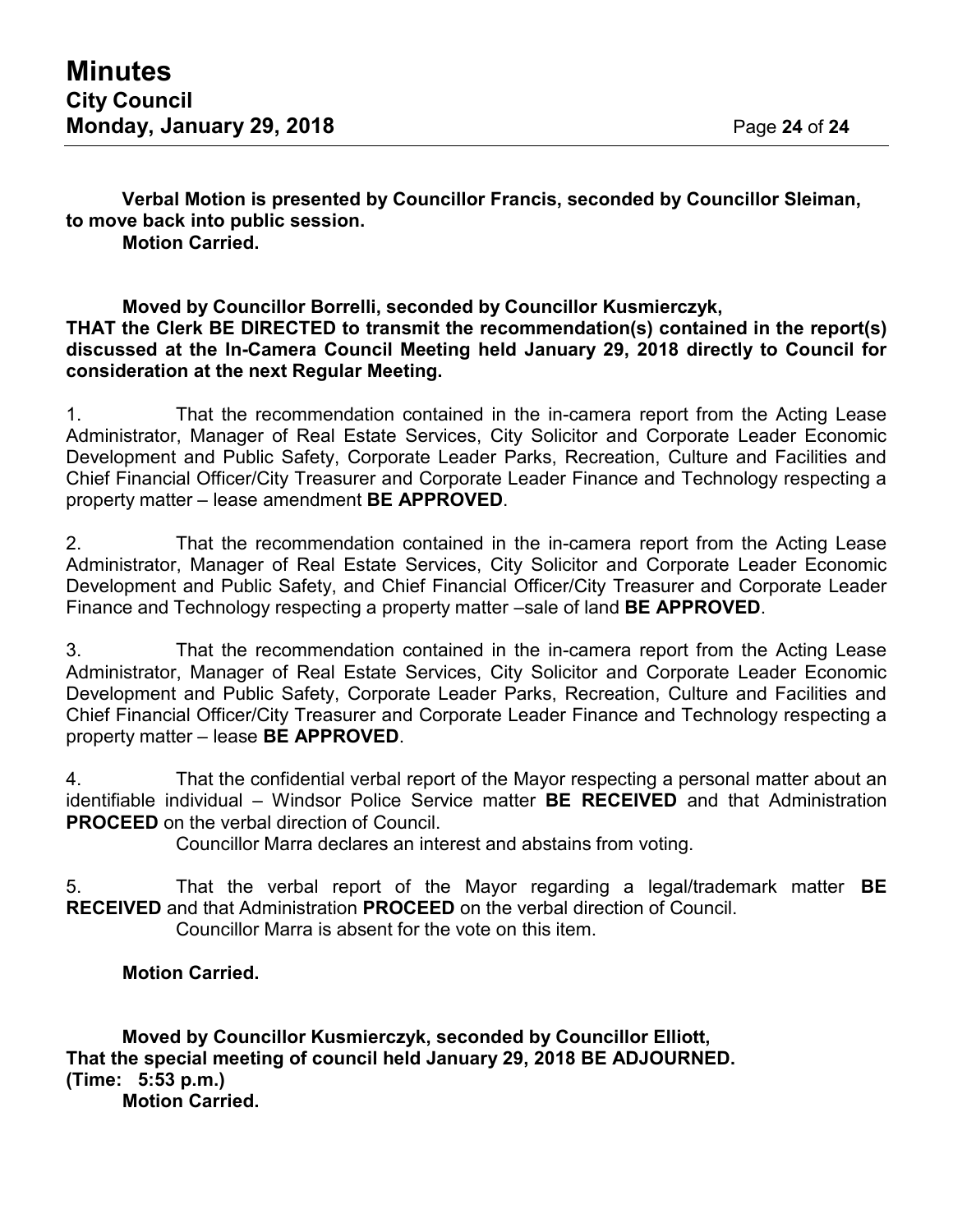**Verbal Motion is presented by Councillor Francis, seconded by Councillor Sleiman, to move back into public session.**
**Motion Carried.**

**Moved by Councillor Borrelli, seconded by Councillor Kusmierczyk,**
**THAT the Clerk BE DIRECTED to transmit the recommendation(s) contained in the report(s) discussed at the In-Camera Council Meeting held January 29, 2018 directly to Council for consideration at the next Regular Meeting.**

1. That the recommendation contained in the in-camera report from the Acting Lease Administrator, Manager of Real Estate Services, City Solicitor and Corporate Leader Economic Development and Public Safety, Corporate Leader Parks, Recreation, Culture and Facilities and Chief Financial Officer/City Treasurer and Corporate Leader Finance and Technology respecting a property matter – lease amendment **BE APPROVED**.

2. That the recommendation contained in the in-camera report from the Acting Lease Administrator, Manager of Real Estate Services, City Solicitor and Corporate Leader Economic Development and Public Safety, and Chief Financial Officer/City Treasurer and Corporate Leader Finance and Technology respecting a property matter –sale of land **BE APPROVED**.

3. That the recommendation contained in the in-camera report from the Acting Lease Administrator, Manager of Real Estate Services, City Solicitor and Corporate Leader Economic Development and Public Safety, Corporate Leader Parks, Recreation, Culture and Facilities and Chief Financial Officer/City Treasurer and Corporate Leader Finance and Technology respecting a property matter – lease **BE APPROVED**.

4. That the confidential verbal report of the Mayor respecting a personal matter about an identifiable individual – Windsor Police Service matter **BE RECEIVED** and that Administration **PROCEED** on the verbal direction of Council.
Councillor Marra declares an interest and abstains from voting.

5. That the verbal report of the Mayor regarding a legal/trademark matter **BE RECEIVED** and that Administration **PROCEED** on the verbal direction of Council.
Councillor Marra is absent for the vote on this item.

**Motion Carried.**

**Moved by Councillor Kusmierczyk, seconded by Councillor Elliott,**
**That the special meeting of council held January 29, 2018 BE ADJOURNED.**
**(Time: 5:53 p.m.)**
**Motion Carried.**